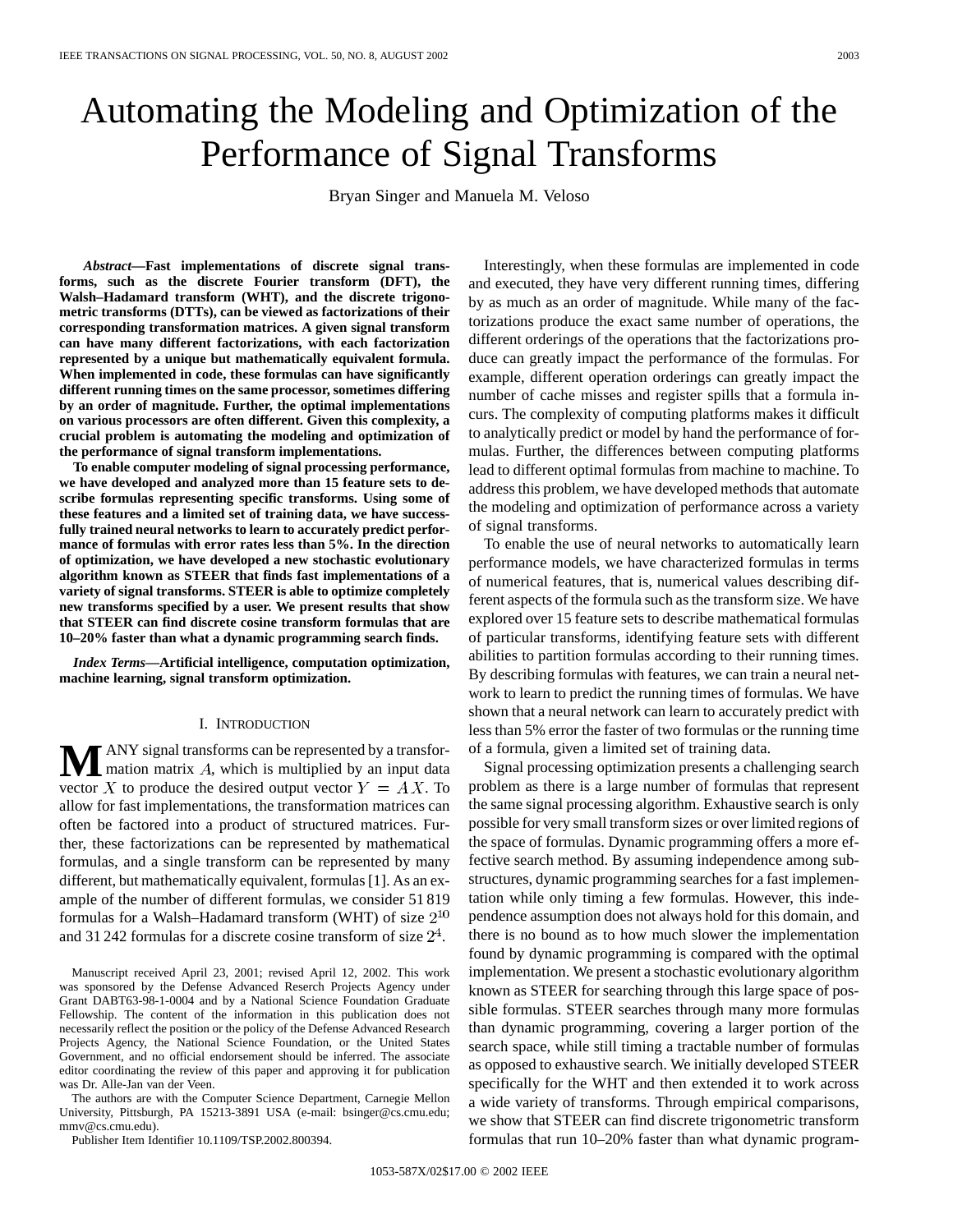# Automating the Modeling and Optimization of the Performance of Signal Transforms

Bryan Singer and Manuela M. Veloso

***Abstract*—Fast implementations of discrete signal transforms, such as the discrete Fourier transform (DFT), the Walsh–Hadamard transform (WHT), and the discrete trigonometric transforms (DTTs), can be viewed as factorizations of their corresponding transformation matrices. A given signal transform can have many different factorizations, with each factorization represented by a unique but mathematically equivalent formula. When implemented in code, these formulas can have significantly different running times on the same processor, sometimes differing by an order of magnitude. Further, the optimal implementations on various processors are often different. Given this complexity, a crucial problem is automating the modeling and optimization of the performance of signal transform implementations.**

**To enable computer modeling of signal processing performance, we have developed and analyzed more than 15 feature sets to describe formulas representing specific transforms. Using some of these features and a limited set of training data, we have successfully trained neural networks to learn to accurately predict performance of formulas with error rates less than 5%. In the direction of optimization, we have developed a new stochastic evolutionary algorithm known as STEER that finds fast implementations of a variety of signal transforms. STEER is able to optimize completely new transforms specified by a user. We present results that show that STEER can find discrete cosine transform formulas that are 10–20% faster than what a dynamic programming search finds.**

***Index Terms*—Artificial intelligence, computation optimization, machine learning, signal transform optimization.**

## I. Introduction

Many signal transforms can be represented by a transformation matrix $A$, which is multiplied by an input data vector $X$ to produce the desired output vector $Y = AX$. To allow for fast implementations, the transformation matrices can often be factored into a product of structured matrices. Further, these factorizations can be represented by mathematical formulas, and a single transform can be represented by many different, but mathematically equivalent, formulas [1]. As an example of the number of different formulas, we consider 51 819 formulas for a Walsh–Hadamard transform (WHT) of size $2^{10}$ and 31 242 formulas for a discrete cosine transform of size $2^4$.

Manuscript received April 23, 2001; revised April 12, 2002. This work was sponsored by the Defense Advanced Reserch Projects Agency under Grant DABT63-98-1-0004 and by a National Science Foundation Graduate Fellowship. The content of the information in this publication does not necessarily reflect the position or the policy of the Defense Advanced Research Projects Agency, the National Science Foundation, or the United States Government, and no official endorsement should be inferred. The associate editor coordinating the review of this paper and approving it for publication was Dr. Alle-Jan van der Veen.

The authors are with the Computer Science Department, Carnegie Mellon University, Pittsburgh, PA 15213-3891 USA (e-mail: bsinger@cs.cmu.edu; mmv@cs.cmu.edu).

Publisher Item Identifier 10.1109/TSP.2002.800394.

Interestingly, when these formulas are implemented in code and executed, they have very different running times, differing by as much as an order of magnitude. While many of the factorizations produce the exact same number of operations, the different orderings of the operations that the factorizations produce can greatly impact the performance of the formulas. For example, different operation orderings can greatly impact the number of cache misses and register spills that a formula incurs. The complexity of computing platforms makes it difficult to analytically predict or model by hand the performance of formulas. Further, the differences between computing platforms lead to different optimal formulas from machine to machine. To address this problem, we have developed methods that automate the modeling and optimization of performance across a variety of signal transforms.

To enable the use of neural networks to automatically learn performance models, we have characterized formulas in terms of numerical features, that is, numerical values describing different aspects of the formula such as the transform size. We have explored over 15 feature sets to describe mathematical formulas of particular transforms, identifying feature sets with different abilities to partition formulas according to their running times. By describing formulas with features, we can train a neural network to learn to predict the running times of formulas. We have shown that a neural network can learn to accurately predict with less than 5% error the faster of two formulas or the running time of a formula, given a limited set of training data.

Signal processing optimization presents a challenging search problem as there is a large number of formulas that represent the same signal processing algorithm. Exhaustive search is only possible for very small transform sizes or over limited regions of the space of formulas. Dynamic programming offers a more effective search method. By assuming independence among substructures, dynamic programming searches for a fast implementation while only timing a few formulas. However, this independence assumption does not always hold for this domain, and there is no bound as to how much slower the implementation found by dynamic programming is compared with the optimal implementation. We present a stochastic evolutionary algorithm known as STEER for searching through this large space of possible formulas. STEER searches through many more formulas than dynamic programming, covering a larger portion of the search space, while still timing a tractable number of formulas as opposed to exhaustive search. We initially developed STEER specifically for the WHT and then extended it to work across a wide variety of transforms. Through empirical comparisons, we show that STEER can find discrete trigonometric transform formulas that run 10–20% faster than what dynamic program-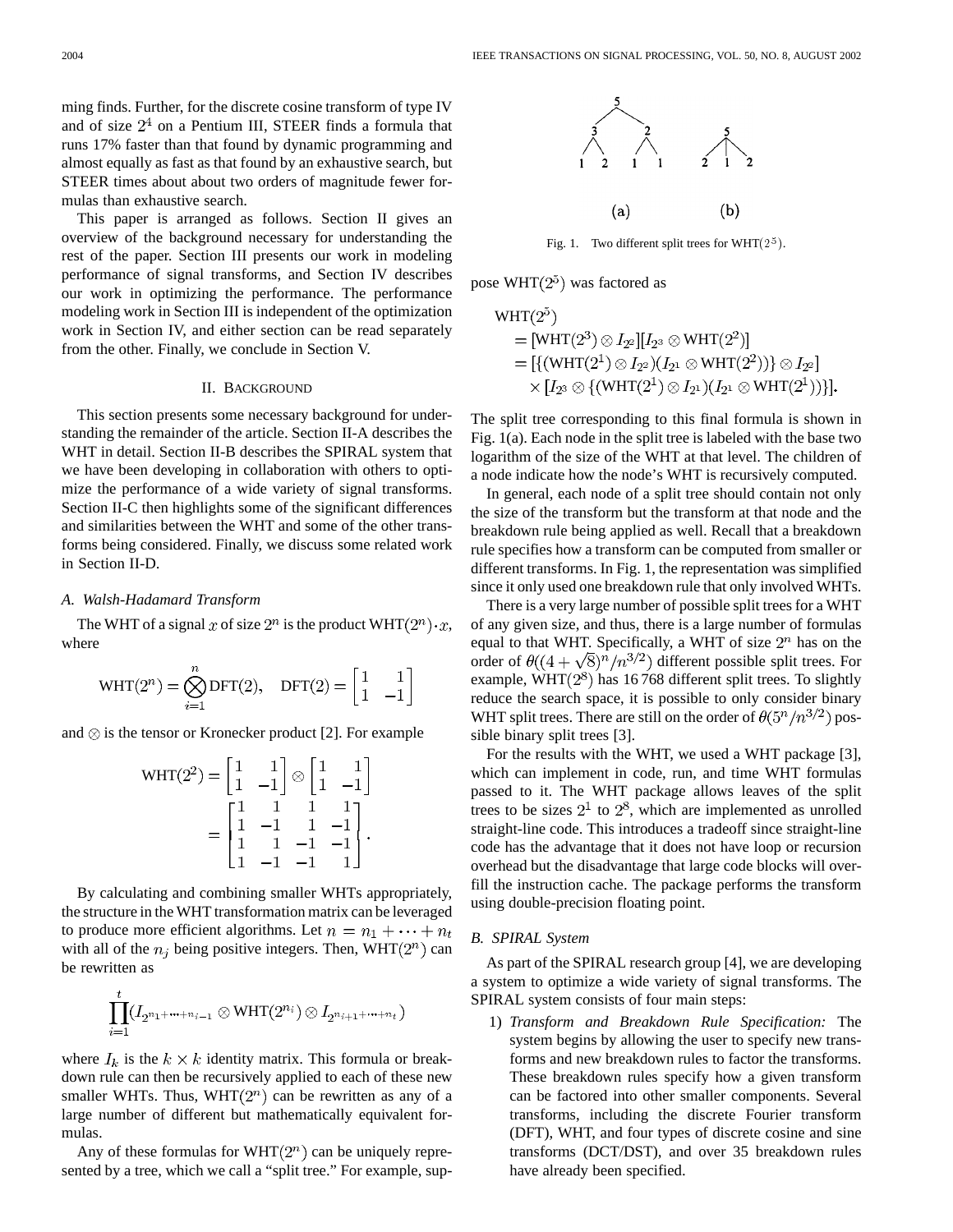ming finds. Further, for the discrete cosine transform of type IV and of size $2^4$ on a Pentium III, STEER finds a formula that runs 17% faster than that found by dynamic programming and almost equally as fast as that found by an exhaustive search, but STEER times about about two orders of magnitude fewer formulas than exhaustive search.

This paper is arranged as follows. Section II gives an overview of the background necessary for understanding the rest of the paper. Section III presents our work in modeling performance of signal transforms, and Section IV describes our work in optimizing the performance. The performance modeling work in Section III is independent of the optimization work in Section IV, and either section can be read separately from the other. Finally, we conclude in Section V.

## II. Background

This section presents some necessary background for understanding the remainder of the article. Section II-A describes the WHT in detail. Section II-B describes the SPIRAL system that we have been developing in collaboration with others to optimize the performance of a wide variety of signal transforms. Section II-C then highlights some of the significant differences and similarities between the WHT and some of the other transforms being considered. Finally, we discuss some related work in Section II-D.

### A. Walsh-Hadamard Transform

The WHT of a signal $x$ of size $2^n$ is the product $\mathrm{WHT}(2^n) \cdot x$, where

$$\mathrm{WHT}(2^n) = \bigotimes_{i=1}^{n} \mathrm{DFT}(2), \quad \mathrm{DFT}(2) = \begin{bmatrix} 1 & 1 \\ 1 & -1 \end{bmatrix}$$

and $\otimes$ is the tensor or Kronecker product [2]. For example

$$\mathrm{WHT}(2^2) = \begin{bmatrix} 1 & 1 \\ 1 & -1 \end{bmatrix} \otimes \begin{bmatrix} 1 & 1 \\ 1 & -1 \end{bmatrix} = \begin{bmatrix} 1 & 1 & 1 & 1 \\ 1 & -1 & 1 & -1 \\ 1 & 1 & -1 & -1 \\ 1 & -1 & -1 & 1 \end{bmatrix}.$$

By calculating and combining smaller WHTs appropriately, the structure in the WHT transformation matrix can be leveraged to produce more efficient algorithms. Let $n = n_1 + \cdots + n_t$ with all of the $n_j$ being positive integers. Then, $\mathrm{WHT}(2^n)$ can be rewritten as

$$\prod_{i=1}^{t} (I_{2^{n_1+\cdots+n_{i-1}}} \otimes \mathrm{WHT}(2^{n_i}) \otimes I_{2^{n_{i+1}+\cdots+n_t}})$$

where $I_k$ is the $k \times k$ identity matrix. This formula or breakdown rule can then be recursively applied to each of these new smaller WHTs. Thus, $\mathrm{WHT}(2^n)$ can be rewritten as any of a large number of different but mathematically equivalent formulas.

Any of these formulas for $\mathrm{WHT}(2^n)$ can be uniquely represented by a tree, which we call a "split tree." For example, suppose $\mathrm{WHT}(2^5)$ was factored as

$$\begin{aligned}
&\mathrm{WHT}(2^5) \\
&= [\mathrm{WHT}(2^3) \otimes I_{2^2}][I_{2^3} \otimes \mathrm{WHT}(2^2)] \\
&= [\{(\mathrm{WHT}(2^1) \otimes I_{2^2})(I_{2^1} \otimes \mathrm{WHT}(2^2))\} \otimes I_{2^2}] \\
&\quad \times [I_{2^3} \otimes \{(\mathrm{WHT}(2^1) \otimes I_{2^1})(I_{2^1} \otimes \mathrm{WHT}(2^1))\}].
\end{aligned}$$

Fig. 1. Two different split trees for $\mathrm{WHT}(2^5)$.

The split tree corresponding to this final formula is shown in Fig. 1(a). Each node in the split tree is labeled with the base two logarithm of the size of the WHT at that level. The children of a node indicate how the node's WHT is recursively computed.

In general, each node of a split tree should contain not only the size of the transform but the transform at that node and the breakdown rule being applied as well. Recall that a breakdown rule specifies how a transform can be computed from smaller or different transforms. In Fig. 1, the representation was simplified since it only used one breakdown rule that only involved WHTs.

There is a very large number of possible split trees for a WHT of any given size, and thus, there is a large number of formulas equal to that WHT. Specifically, a WHT of size $2^n$ has on the order of $\theta((4+\sqrt{8})^n/n^{3/2})$ different possible split trees. For example, $\mathrm{WHT}(2^8)$ has 16 768 different split trees. To slightly reduce the search space, it is possible to only consider binary WHT split trees. There are still on the order of $\theta(5^n/n^{3/2})$ possible binary split trees [3].

For the results with the WHT, we used a WHT package [3], which can implement in code, run, and time WHT formulas passed to it. The WHT package allows leaves of the split trees to be sizes $2^1$ to $2^8$, which are implemented as unrolled straight-line code. This introduces a tradeoff since straight-line code has the advantage that it does not have loop or recursion overhead but the disadvantage that large code blocks will overfill the instruction cache. The package performs the transform using double-precision floating point.

### B. SPIRAL System

As part of the SPIRAL research group [4], we are developing a system to optimize a wide variety of signal transforms. The SPIRAL system consists of four main steps:

1) *Transform and Breakdown Rule Specification:* The system begins by allowing the user to specify new transforms and new breakdown rules to factor the transforms. These breakdown rules specify how a given transform can be factored into other smaller components. Several transforms, including the discrete Fourier transform (DFT), WHT, and four types of discrete cosine and sine transforms (DCT/DST), and over 35 breakdown rules have already been specified.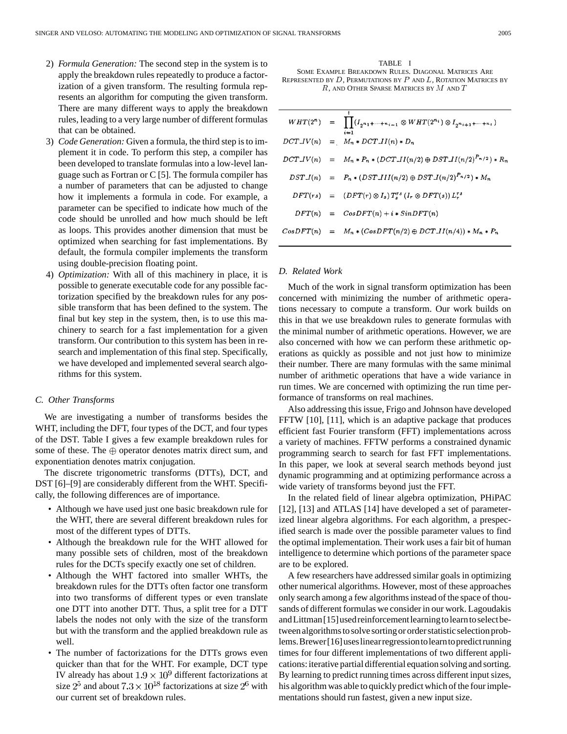2) *Formula Generation:* The second step in the system is to apply the breakdown rules repeatedly to produce a factorization of a given transform. The resulting formula represents an algorithm for computing the given transform. There are many different ways to apply the breakdown rules, leading to a very large number of different formulas that can be obtained.
3) *Code Generation:* Given a formula, the third step is to implement it in code. To perform this step, a compiler has been developed to translate formulas into a low-level language such as Fortran or C [5]. The formula compiler has a number of parameters that can be adjusted to change how it implements a formula in code. For example, a parameter can be specified to indicate how much of the code should be unrolled and how much should be left as loops. This provides another dimension that must be optimized when searching for fast implementations. By default, the formula compiler implements the transform using double-precision floating point.
4) *Optimization:* With all of this machinery in place, it is possible to generate executable code for any possible factorization specified by the breakdown rules for any possible transform that has been defined to the system. The final but key step in the system, then, is to use this machinery to search for a fast implementation for a given transform. Our contribution to this system has been in research and implementation of this final step. Specifically, we have developed and implemented several search algorithms for this system.

### C. Other Transforms

We are investigating a number of transforms besides the WHT, including the DFT, four types of the DCT, and four types of the DST. Table I gives a few example breakdown rules for some of these. The $\oplus$ operator denotes matrix direct sum, and exponentiation denotes matrix conjugation.

The discrete trigonometric transforms (DTTs), DCT, and DST [6]–[9] are considerably different from the WHT. Specifically, the following differences are of importance.

- Although we have used just one basic breakdown rule for the WHT, there are several different breakdown rules for most of the different types of DTTs.
- Although the breakdown rule for the WHT allowed for many possible sets of children, most of the breakdown rules for the DCTs specify exactly one set of children.
- Although the WHT factored into smaller WHTs, the breakdown rules for the DTTs often factor one transform into two transforms of different types or even translate one DTT into another DTT. Thus, a split tree for a DTT labels the nodes not only with the size of the transform but with the transform and the applied breakdown rule as well.
- The number of factorizations for the DTTs grows even quicker than that for the WHT. For example, DCT type IV already has about $1.9 \times 10^9$ different factorizations at size $2^5$ and about $7.3 \times 10^{18}$ factorizations at size $2^6$ with our current set of breakdown rules.

TABLE I
SOME EXAMPLE BREAKDOWN RULES. DIAGONAL MATRICES ARE REPRESENTED BY $D$, PERMUTATIONS BY $P$ AND $L$, ROTATION MATRICES BY $R$, AND OTHER SPARSE MATRICES BY $M$ AND $T$

$$WHT(2^n) = \prod_{i=1}^{t} (I_{2^{n_1+\cdots+n_{i-1}}} \otimes WHT(2^{n_i}) \otimes I_{2^{n_{i+1}+\cdots+n_t}})$$

$$DCT\_IV(n) = M_n * DCT\_II(n) * D_n$$

$$DCT\_IV(n) = M_n * P_n * (DCT\_II(n/2) \oplus DST\_II(n/2)^{P_{n/2}}) * R_n$$

$$DST\_I(n) = P_n * (DST\_III(n/2) \oplus DST\_I(n/2)^{P_{n/2}}) * M_n$$

$$DFT(rs) = (DFT(r) \otimes I_s)\, T_s^{rs}\, (I_r \otimes DFT(s))\, L_r^{rs}$$

$$DFT(n) = CosDFT(n) + i * SinDFT(n)$$

$$CosDFT(n) = M_n * (CosDFT(n/2) \oplus DCT\_II(n/4)) * M_n * P_n$$

### D. Related Work

Much of the work in signal transform optimization has been concerned with minimizing the number of arithmetic operations necessary to compute a transform. Our work builds on this in that we use breakdown rules to generate formulas with the minimal number of arithmetic operations. However, we are also concerned with how we can perform these arithmetic operations as quickly as possible and not just how to minimize their number. There are many formulas with the same minimal number of arithmetic operations that have a wide variance in run times. We are concerned with optimizing the run time performance of transforms on real machines.

Also addressing this issue, Frigo and Johnson have developed FFTW [10], [11], which is an adaptive package that produces efficient fast Fourier transform (FFT) implementations across a variety of machines. FFTW performs a constrained dynamic programming search to search for fast FFT implementations. In this paper, we look at several search methods beyond just dynamic programming and at optimizing performance across a wide variety of transforms beyond just the FFT.

In the related field of linear algebra optimization, PHiPAC [12], [13] and ATLAS [14] have developed a set of parameterized linear algebra algorithms. For each algorithm, a prespecified search is made over the possible parameter values to find the optimal implementation. Their work uses a fair bit of human intelligence to determine which portions of the parameter space are to be explored.

A few researchers have addressed similar goals in optimizing other numerical algorithms. However, most of these approaches only search among a few algorithms instead of the space of thousands of different formulas we consider in our work. Lagoudakis and Littman [15] used reinforcement learning to learn to select between algorithms to solve sorting or order statistic selection problems. Brewer [16] uses linear regression to learn to predict running times for four different implementations of two different applications: iterative partial differential equation solving and sorting. By learning to predict running times across different input sizes, his algorithm was able to quickly predict which of the four implementations should run fastest, given a new input size.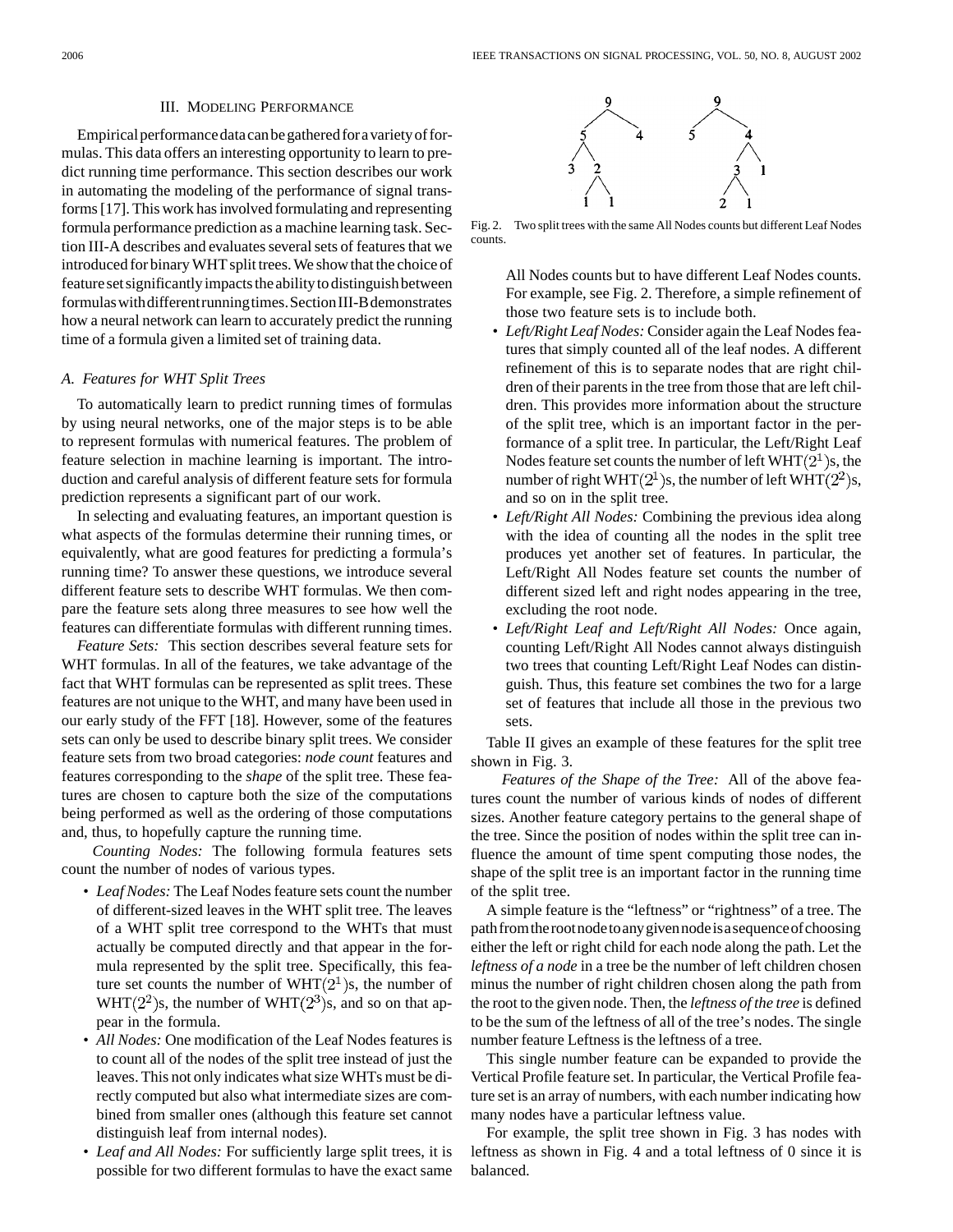## III. Modeling Performance

Empirical performance data can be gathered for a variety of formulas. This data offers an interesting opportunity to learn to predict running time performance. This section describes our work in automating the modeling of the performance of signal transforms [17]. This work has involved formulating and representing formula performance prediction as a machine learning task. Section III-A describes and evaluates several sets of features that we introduced for binary WHT split trees. We show that the choice of feature set significantly impacts the ability to distinguish between formulas with different running times. Section III-B demonstrates how a neural network can learn to accurately predict the running time of a formula given a limited set of training data.

### A. Features for WHT Split Trees

To automatically learn to predict running times of formulas by using neural networks, one of the major steps is to be able to represent formulas with numerical features. The problem of feature selection in machine learning is important. The introduction and careful analysis of different feature sets for formula prediction represents a significant part of our work.

In selecting and evaluating features, an important question is what aspects of the formulas determine their running times, or equivalently, what are good features for predicting a formula's running time? To answer these questions, we introduce several different feature sets to describe WHT formulas. We then compare the feature sets along three measures to see how well the features can differentiate formulas with different running times.

*Feature Sets:* This section describes several feature sets for WHT formulas. In all of the features, we take advantage of the fact that WHT formulas can be represented as split trees. These features are not unique to the WHT, and many have been used in our early study of the FFT [18]. However, some of the features sets can only be used to describe binary split trees. We consider feature sets from two broad categories: *node count* features and features corresponding to the *shape* of the split tree. These features are chosen to capture both the size of the computations being performed as well as the ordering of those computations and, thus, to hopefully capture the running time.

*Counting Nodes:* The following formula features sets count the number of nodes of various types.

- *Leaf Nodes:* The Leaf Nodes feature sets count the number of different-sized leaves in the WHT split tree. The leaves of a WHT split tree correspond to the WHTs that must actually be computed directly and that appear in the formula represented by the split tree. Specifically, this feature set counts the number of WHT($2^1$)s, the number of WHT($2^2$)s, the number of WHT($2^3$)s, and so on that appear in the formula.
- *All Nodes:* One modification of the Leaf Nodes features is to count all of the nodes of the split tree instead of just the leaves. This not only indicates what size WHTs must be directly computed but also what intermediate sizes are combined from smaller ones (although this feature set cannot distinguish leaf from internal nodes).
- *Leaf and All Nodes:* For sufficiently large split trees, it is possible for two different formulas to have the exact same All Nodes counts but to have different Leaf Nodes counts. For example, see Fig. 2. Therefore, a simple refinement of those two feature sets is to include both.
- *Left/Right Leaf Nodes:* Consider again the Leaf Nodes features that simply counted all of the leaf nodes. A different refinement of this is to separate nodes that are right children of their parents in the tree from those that are left children. This provides more information about the structure of the split tree, which is an important factor in the performance of a split tree. In particular, the Left/Right Leaf Nodes feature set counts the number of left WHT($2^1$)s, the number of right WHT($2^1$)s, the number of left WHT($2^2$)s, and so on in the split tree.
- *Left/Right All Nodes:* Combining the previous idea along with the idea of counting all the nodes in the split tree produces yet another set of features. In particular, the Left/Right All Nodes feature set counts the number of different sized left and right nodes appearing in the tree, excluding the root node.
- *Left/Right Leaf and Left/Right All Nodes:* Once again, counting Left/Right All Nodes cannot always distinguish two trees that counting Left/Right Leaf Nodes can distinguish. Thus, this feature set combines the two for a large set of features that include all those in the previous two sets.

9
5 4
3 2
1 1

9
5 4
3 1
2 1

Fig. 2. Two split trees with the same All Nodes counts but different Leaf Nodes counts.

Table II gives an example of these features for the split tree shown in Fig. 3.

*Features of the Shape of the Tree:* All of the above features count the number of various kinds of nodes of different sizes. Another feature category pertains to the general shape of the tree. Since the position of nodes within the split tree can influence the amount of time spent computing those nodes, the shape of the split tree is an important factor in the running time of the split tree.

A simple feature is the "leftness" or "rightness" of a tree. The path from the root node to any given node is a sequence of choosing either the left or right child for each node along the path. Let the *leftness of a node* in a tree be the number of left children chosen minus the number of right children chosen along the path from the root to the given node. Then, the *leftness of the tree* is defined to be the sum of the leftness of all of the tree's nodes. The single number feature Leftness is the leftness of a tree.

This single number feature can be expanded to provide the Vertical Profile feature set. In particular, the Vertical Profile feature set is an array of numbers, with each number indicating how many nodes have a particular leftness value.

For example, the split tree shown in Fig. 3 has nodes with leftness as shown in Fig. 4 and a total leftness of 0 since it is balanced.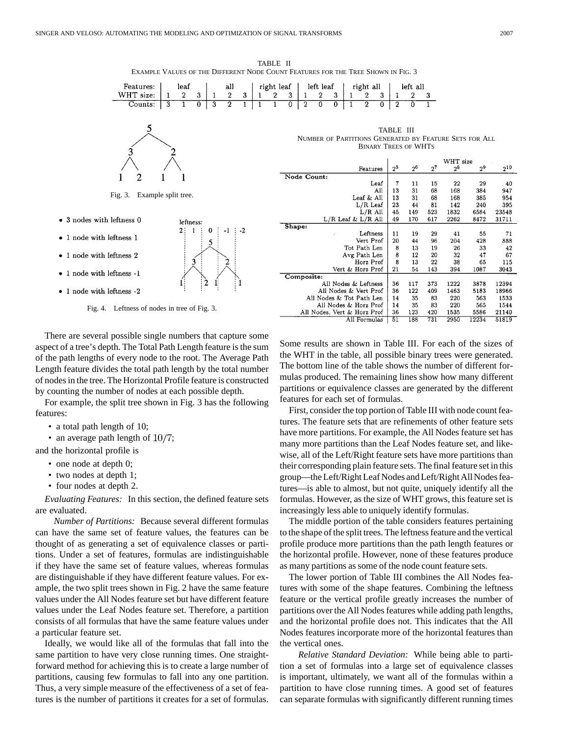TABLE II
EXAMPLE VALUES OF THE DIFFERENT NODE COUNT FEATURES FOR THE TREE SHOWN IN FIG. 3

| Features: | leaf | | | all | | | right leaf | | | left leaf | | | right all | | | left all | | |
|---|---|---|---|---|---|---|---|---|---|---|---|---|---|---|---|---|---|---|
| WHT size: | 1 | 2 | 3 | 1 | 2 | 3 | 1 | 2 | 3 | 1 | 2 | 3 | 1 | 2 | 3 | 1 | 2 | 3 |
| Counts: | 3 | 1 | 0 | 3 | 2 | 1 | 1 | 1 | 0 | 2 | 0 | 0 | 1 | 2 | 0 | 2 | 0 | 1 |

Fig. 3. Example split tree.

- 3 nodes with leftness 0
- 1 node with leftness 1
- 1 node with leftness 2
- 1 node with leftness -1
- 1 node with leftness -2

Fig. 4. Leftness of nodes in tree of Fig. 3.

There are several possible single numbers that capture some aspect of a tree's depth. The Total Path Length feature is the sum of the path lengths of every node to the root. The Average Path Length feature divides the total path length by the total number of nodes in the tree. The Horizontal Profile feature is constructed by counting the number of nodes at each possible depth.

For example, the split tree shown in Fig. 3 has the following features:

- a total path length of 10;
- an average path length of $10/7$;

and the horizontal profile is

- one node at depth 0;
- two nodes at depth 1;
- four nodes at depth 2.

*Evaluating Features:* In this section, the defined feature sets are evaluated.

*Number of Partitions:* Because several different formulas can have the same set of feature values, the features can be thought of as generating a set of equivalence classes or partitions. Under a set of features, formulas are indistinguishable if they have the same set of feature values, whereas formulas are distinguishable if they have different feature values. For example, the two split trees shown in Fig. 2 have the same feature values under the All Nodes feature set but have different feature values under the Leaf Nodes feature set. Therefore, a partition consists of all formulas that have the same feature values under a particular feature set.

Ideally, we would like all of the formulas that fall into the same partition to have very close running times. One straightforward method for achieving this is to create a large number of partitions, causing few formulas to fall into any one partition. Thus, a very simple measure of the effectiveness of a set of features is the number of partitions it creates for a set of formulas.

TABLE III
NUMBER OF PARTITIONS GENERATED BY FEATURE SETS FOR ALL BINARY TREES OF WHTS

| Features | $2^5$ | $2^6$ | $2^7$ | $2^8$ | $2^9$ | $2^{10}$ |
|---|---|---|---|---|---|---|
| **Node Count:** | | | | | | |
| Leaf | 7 | 11 | 15 | 22 | 29 | 40 |
| All | 13 | 31 | 68 | 168 | 384 | 947 |
| Leaf & All | 13 | 31 | 68 | 168 | 385 | 954 |
| L/R Leaf | 23 | 44 | 81 | 142 | 240 | 395 |
| L/R All | 45 | 149 | 523 | 1832 | 6584 | 23548 |
| L/R Leaf & L/R All | 49 | 170 | 617 | 2262 | 8472 | 31711 |
| **Shape:** | | | | | | |
| Leftness | 11 | 19 | 29 | 41 | 55 | 71 |
| Vert Prof | 20 | 44 | 96 | 204 | 428 | 888 |
| Tot Path Len | 8 | 13 | 19 | 26 | 33 | 42 |
| Avg Path Len | 8 | 12 | 20 | 32 | 47 | 67 |
| Horz Prof | 8 | 13 | 22 | 38 | 65 | 115 |
| Vert & Horz Prof | 21 | 54 | 143 | 394 | 1087 | 3043 |
| **Composite:** | | | | | | |
| All Nodes & Leftness | 36 | 117 | 373 | 1222 | 3878 | 12394 |
| All Nodes & Vert Prof | 36 | 122 | 409 | 1463 | 5183 | 18966 |
| All Nodes & Tot Path Len | 14 | 35 | 83 | 220 | 563 | 1533 |
| All Nodes & Horz Prof | 14 | 35 | 83 | 220 | 565 | 1544 |
| All Nodes, Vert & Horz Prof | 36 | 123 | 420 | 1535 | 5586 | 21140 |
| All Formulas | 51 | 188 | 731 | 2950 | 12234 | 51819 |

Some results are shown in Table III. For each of the sizes of the WHT in the table, all possible binary trees were generated. The bottom line of the table shows the number of different formulas produced. The remaining lines show how many different partitions or equivalence classes are generated by the different features for each set of formulas.

First, consider the top portion of Table III with node count features. The feature sets that are refinements of other feature sets have more partitions. For example, the All Nodes feature set has many more partitions than the Leaf Nodes feature set, and likewise, all of the Left/Right feature sets have more partitions than their corresponding plain feature sets. The final feature set in this group—the Left/Right Leaf Nodes and Left/Right All Nodes features—is able to almost, but not quite, uniquely identify all the formulas. However, as the size of WHT grows, this feature set is increasingly less able to uniquely identify formulas.

The middle portion of the table considers features pertaining to the shape of the split trees. The leftness feature and the vertical profile produce more partitions than the path length features or the horizontal profile. However, none of these features produce as many partitions as some of the node count feature sets.

The lower portion of Table III combines the All Nodes features with some of the shape features. Combining the leftness feature or the vertical profile greatly increases the number of partitions over the All Nodes features while adding path lengths, and the horizontal profile does not. This indicates that the All Nodes features incorporate more of the horizontal features than the vertical ones.

*Relative Standard Deviation:* While being able to partition a set of formulas into a large set of equivalence classes is important, ultimately, we want all of the formulas within a partition to have close running times. A good set of features can separate formulas with significantly different running times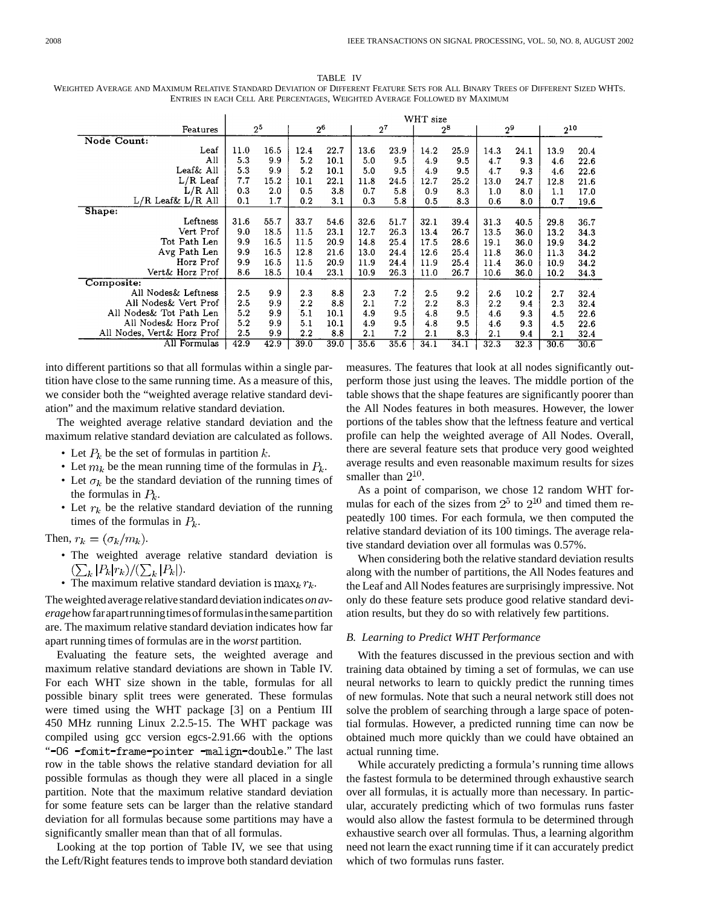TABLE IV
WEIGHTED AVERAGE AND MAXIMUM RELATIVE STANDARD DEVIATION OF DIFFERENT FEATURE SETS FOR ALL BINARY TREES OF DIFFERENT SIZED WHTs. ENTRIES IN EACH CELL ARE PERCENTAGES, WEIGHTED AVERAGE FOLLOWED BY MAXIMUM

| Features | WHT size $2^5$ | | $2^6$ | | $2^7$ | | $2^8$ | | $2^9$ | | $2^{10}$ | |
|---|---|---|---|---|---|---|---|---|---|---|---|---|
| **Node Count:** | | | | | | | | | | | | |
| Leaf | 11.0 | 16.5 | 12.4 | 22.7 | 13.6 | 23.9 | 14.2 | 25.9 | 14.3 | 24.1 | 13.9 | 20.4 |
| All | 5.3 | 9.9 | 5.2 | 10.1 | 5.0 | 9.5 | 4.9 | 9.5 | 4.7 | 9.3 | 4.6 | 22.6 |
| Leaf& All | 5.3 | 9.9 | 5.2 | 10.1 | 5.0 | 9.5 | 4.9 | 9.5 | 4.7 | 9.3 | 4.6 | 22.6 |
| L/R Leaf | 7.7 | 15.2 | 10.1 | 22.1 | 11.8 | 24.5 | 12.7 | 25.2 | 13.0 | 24.7 | 12.8 | 21.6 |
| L/R All | 0.3 | 2.0 | 0.5 | 3.8 | 0.7 | 5.8 | 0.9 | 8.3 | 1.0 | 8.0 | 1.1 | 17.0 |
| L/R Leaf& L/R All | 0.1 | 1.7 | 0.2 | 3.1 | 0.3 | 5.8 | 0.5 | 8.3 | 0.6 | 8.0 | 0.7 | 19.6 |
| **Shape:** | | | | | | | | | | | | |
| Leftness | 31.6 | 55.7 | 33.7 | 54.6 | 32.6 | 51.7 | 32.1 | 39.4 | 31.3 | 40.5 | 29.8 | 36.7 |
| Vert Prof | 9.0 | 18.5 | 11.5 | 23.1 | 12.7 | 26.3 | 13.4 | 26.7 | 13.5 | 36.0 | 13.2 | 34.3 |
| Tot Path Len | 9.9 | 16.5 | 11.5 | 20.9 | 14.8 | 25.4 | 17.5 | 28.6 | 19.1 | 36.0 | 19.9 | 34.2 |
| Avg Path Len | 9.9 | 16.5 | 12.8 | 21.6 | 13.0 | 24.4 | 12.6 | 25.4 | 11.8 | 36.0 | 11.3 | 34.2 |
| Horz Prof | 9.9 | 16.5 | 11.5 | 20.9 | 11.9 | 24.4 | 11.9 | 25.4 | 11.4 | 36.0 | 10.9 | 34.2 |
| Vert& Horz Prof | 8.6 | 18.5 | 10.4 | 23.1 | 10.9 | 26.3 | 11.0 | 26.7 | 10.6 | 36.0 | 10.2 | 34.3 |
| **Composite:** | | | | | | | | | | | | |
| All Nodes& Leftness | 2.5 | 9.9 | 2.3 | 8.8 | 2.3 | 7.2 | 2.5 | 9.2 | 2.6 | 10.2 | 2.7 | 32.4 |
| All Nodes& Vert Prof | 2.5 | 9.9 | 2.2 | 8.8 | 2.1 | 7.2 | 2.2 | 8.3 | 2.2 | 9.4 | 2.3 | 32.4 |
| All Nodes& Tot Path Len | 5.2 | 9.9 | 5.1 | 10.1 | 4.9 | 9.5 | 4.8 | 9.5 | 4.6 | 9.3 | 4.5 | 22.6 |
| All Nodes& Horz Prof | 5.2 | 9.9 | 5.1 | 10.1 | 4.9 | 9.5 | 4.8 | 9.5 | 4.6 | 9.3 | 4.5 | 22.6 |
| All Nodes, Vert& Horz Prof | 2.5 | 9.9 | 2.2 | 8.8 | 2.1 | 7.2 | 2.1 | 8.3 | 2.1 | 9.4 | 2.1 | 32.4 |
| All Formulas | 42.9 | 42.9 | 39.0 | 39.0 | 35.6 | 35.6 | 34.1 | 34.1 | 32.3 | 32.3 | 30.6 | 30.6 |

into different partitions so that all formulas within a single partition have close to the same running time. As a measure of this, we consider both the "weighted average relative standard deviation" and the maximum relative standard deviation.

The weighted average relative standard deviation and the maximum relative standard deviation are calculated as follows.

- Let $P_k$ be the set of formulas in partition $k$.
- Let $m_k$ be the mean running time of the formulas in $P_k$.
- Let $\sigma_k$ be the standard deviation of the running times of the formulas in $P_k$.
- Let $r_k$ be the relative standard deviation of the running times of the formulas in $P_k$.

Then, $r_k = (\sigma_k/m_k)$.

- The weighted average relative standard deviation is $(\sum_k |P_k| r_k)/(\sum_k |P_k|)$.
- The maximum relative standard deviation is $\max_k r_k$.

The weighted average relative standard deviation indicates *on average* how far apart running times of formulas in the same partition are. The maximum relative standard deviation indicates how far apart running times of formulas are in the *worst* partition.

Evaluating the feature sets, the weighted average and maximum relative standard deviations are shown in Table IV. For each WHT size shown in the table, formulas for all possible binary split trees were generated. These formulas were timed using the WHT package [3] on a Pentium III 450 MHz running Linux 2.2.5-15. The WHT package was compiled using gcc version egcs-2.91.66 with the options "`-O6 -fomit-frame-pointer -malign-double`." The last row in the table shows the relative standard deviation for all possible formulas as though they were all placed in a single partition. Note that the maximum relative standard deviation for some feature sets can be larger than the relative standard deviation for all formulas because some partitions may have a significantly smaller mean than that of all formulas.

Looking at the top portion of Table IV, we see that using the Left/Right features tends to improve both standard deviation measures. The features that look at all nodes significantly outperform those just using the leaves. The middle portion of the table shows that the shape features are significantly poorer than the All Nodes features in both measures. However, the lower portions of the tables show that the leftness feature and vertical profile can help the weighted average of All Nodes. Overall, there are several feature sets that produce very good weighted average results and even reasonable maximum results for sizes smaller than $2^{10}$.

As a point of comparison, we chose 12 random WHT formulas for each of the sizes from $2^5$ to $2^{10}$ and timed them repeatedly 100 times. For each formula, we then computed the relative standard deviation of its 100 timings. The average relative standard deviation over all formulas was 0.57%.

When considering both the relative standard deviation results along with the number of partitions, the All Nodes features and the Leaf and All Nodes features are surprisingly impressive. Not only do these feature sets produce good relative standard deviation results, but they do so with relatively few partitions.

### B. Learning to Predict WHT Performance

With the features discussed in the previous section and with training data obtained by timing a set of formulas, we can use neural networks to learn to quickly predict the running times of new formulas. Note that such a neural network still does not solve the problem of searching through a large space of potential formulas. However, a predicted running time can now be obtained much more quickly than we could have obtained an actual running time.

While accurately predicting a formula's running time allows the fastest formula to be determined through exhaustive search over all formulas, it is actually more than necessary. In particular, accurately predicting which of two formulas runs faster would also allow the fastest formula to be determined through exhaustive search over all formulas. Thus, a learning algorithm need not learn the exact running time if it can accurately predict which of two formulas runs faster.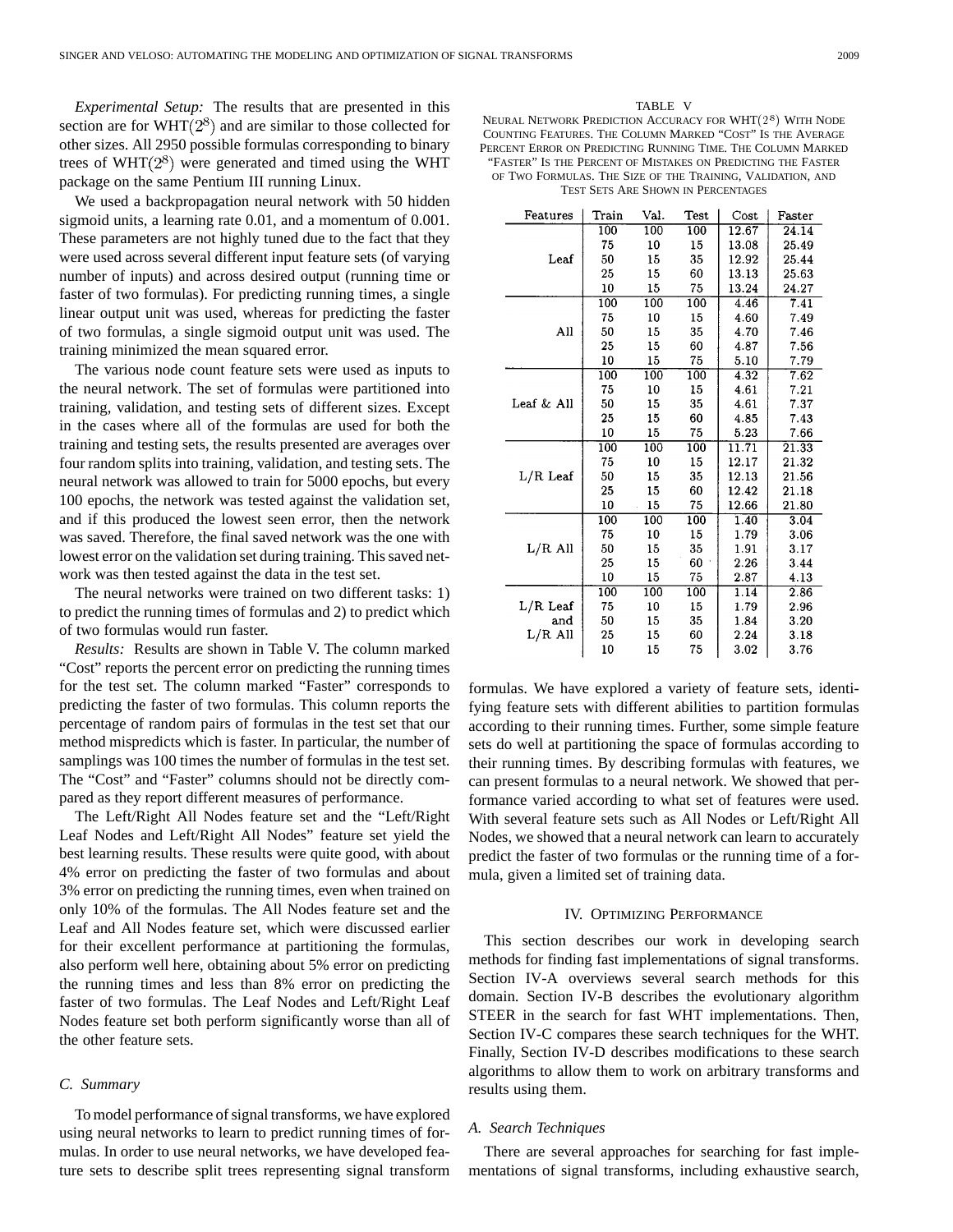*Experimental Setup:* The results that are presented in this section are for WHT($2^8$) and are similar to those collected for other sizes. All 2950 possible formulas corresponding to binary trees of WHT($2^8$) were generated and timed using the WHT package on the same Pentium III running Linux.

We used a backpropagation neural network with 50 hidden sigmoid units, a learning rate 0.01, and a momentum of 0.001. These parameters are not highly tuned due to the fact that they were used across several different input feature sets (of varying number of inputs) and across desired output (running time or faster of two formulas). For predicting running times, a single linear output unit was used, whereas for predicting the faster of two formulas, a single sigmoid output unit was used. The training minimized the mean squared error.

The various node count feature sets were used as inputs to the neural network. The set of formulas were partitioned into training, validation, and testing sets of different sizes. Except in the cases where all of the formulas are used for both the training and testing sets, the results presented are averages over four random splits into training, validation, and testing sets. The neural network was allowed to train for 5000 epochs, but every 100 epochs, the network was tested against the validation set, and if this produced the lowest seen error, then the network was saved. Therefore, the final saved network was the one with lowest error on the validation set during training. This saved network was then tested against the data in the test set.

The neural networks were trained on two different tasks: 1) to predict the running times of formulas and 2) to predict which of two formulas would run faster.

*Results:* Results are shown in Table V. The column marked "Cost" reports the percent error on predicting the running times for the test set. The column marked "Faster" corresponds to predicting the faster of two formulas. This column reports the percentage of random pairs of formulas in the test set that our method mispredicts which is faster. In particular, the number of samplings was 100 times the number of formulas in the test set. The "Cost" and "Faster" columns should not be directly compared as they report different measures of performance.

TABLE V
NEURAL NETWORK PREDICTION ACCURACY FOR WHT($2^8$) WITH NODE COUNTING FEATURES. THE COLUMN MARKED "COST" IS THE AVERAGE PERCENT ERROR ON PREDICTING RUNNING TIME. THE COLUMN MARKED "FASTER" IS THE PERCENT OF MISTAKES ON PREDICTING THE FASTER OF TWO FORMULAS. THE SIZE OF THE TRAINING, VALIDATION, AND TEST SETS ARE SHOWN IN PERCENTAGES

| Features | Train | Val. | Test | Cost | Faster |
|---|---|---|---|---|---|
| Leaf | 100 | 100 | 100 | 12.67 | 24.14 |
| | 75 | 10 | 15 | 13.08 | 25.49 |
| | 50 | 15 | 35 | 12.92 | 25.44 |
| | 25 | 15 | 60 | 13.13 | 25.63 |
| | 10 | 15 | 75 | 13.24 | 24.27 |
| All | 100 | 100 | 100 | 4.46 | 7.41 |
| | 75 | 10 | 15 | 4.60 | 7.49 |
| | 50 | 15 | 35 | 4.70 | 7.46 |
| | 25 | 15 | 60 | 4.87 | 7.56 |
| | 10 | 15 | 75 | 5.10 | 7.79 |
| Leaf & All | 100 | 100 | 100 | 4.32 | 7.62 |
| | 75 | 10 | 15 | 4.61 | 7.21 |
| | 50 | 15 | 35 | 4.61 | 7.37 |
| | 25 | 15 | 60 | 4.85 | 7.43 |
| | 10 | 15 | 75 | 5.23 | 7.66 |
| L/R Leaf | 100 | 100 | 100 | 11.71 | 21.33 |
| | 75 | 10 | 15 | 12.17 | 21.32 |
| | 50 | 15 | 35 | 12.13 | 21.56 |
| | 25 | 15 | 60 | 12.42 | 21.18 |
| | 10 | 15 | 75 | 12.66 | 21.80 |
| L/R All | 100 | 100 | 100 | 1.40 | 3.04 |
| | 75 | 10 | 15 | 1.79 | 3.06 |
| | 50 | 15 | 35 | 1.91 | 3.17 |
| | 25 | 15 | 60 | 2.26 | 3.44 |
| | 10 | 15 | 75 | 2.87 | 4.13 |
| L/R Leaf and L/R All | 100 | 100 | 100 | 1.14 | 2.86 |
| | 75 | 10 | 15 | 1.79 | 2.96 |
| | 50 | 15 | 35 | 1.84 | 3.20 |
| | 25 | 15 | 60 | 2.24 | 3.18 |
| | 10 | 15 | 75 | 3.02 | 3.76 |

The Left/Right All Nodes feature set and the "Left/Right Leaf Nodes and Left/Right All Nodes" feature set yield the best learning results. These results were quite good, with about 4% error on predicting the faster of two formulas and about 3% error on predicting the running times, even when trained on only 10% of the formulas. The All Nodes feature set and the Leaf and All Nodes feature set, which were discussed earlier for their excellent performance at partitioning the formulas, also perform well here, obtaining about 5% error on predicting the running times and less than 8% error on predicting the faster of two formulas. The Leaf Nodes and Left/Right Leaf Nodes feature set both perform significantly worse than all of the other feature sets.

### C. Summary

To model performance of signal transforms, we have explored using neural networks to learn to predict running times of formulas. In order to use neural networks, we have developed feature sets to describe split trees representing signal transform formulas. We have explored a variety of feature sets, identifying feature sets with different abilities to partition formulas according to their running times. Further, some simple feature sets do well at partitioning the space of formulas according to their running times. By describing formulas with features, we can present formulas to a neural network. We showed that performance varied according to what set of features were used. With several feature sets such as All Nodes or Left/Right All Nodes, we showed that a neural network can learn to accurately predict the faster of two formulas or the running time of a formula, given a limited set of training data.

## IV. Optimizing Performance

This section describes our work in developing search methods for finding fast implementations of signal transforms. Section IV-A overviews several search methods for this domain. Section IV-B describes the evolutionary algorithm STEER in the search for fast WHT implementations. Then, Section IV-C compares these search techniques for the WHT. Finally, Section IV-D describes modifications to these search algorithms to allow them to work on arbitrary transforms and results using them.

### A. Search Techniques

There are several approaches for searching for fast implementations of signal transforms, including exhaustive search,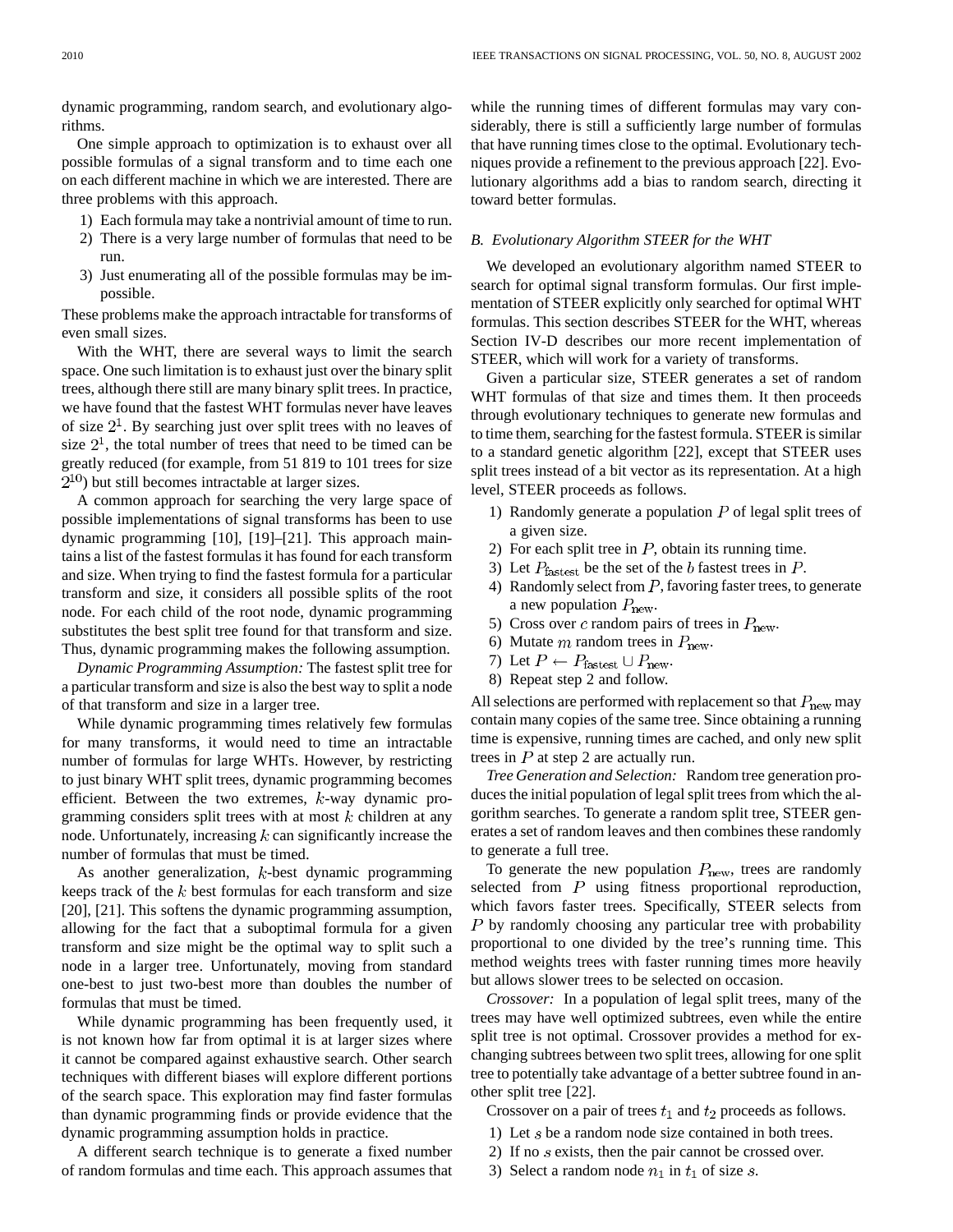dynamic programming, random search, and evolutionary algorithms.

One simple approach to optimization is to exhaust over all possible formulas of a signal transform and to time each one on each different machine in which we are interested. There are three problems with this approach.

1) Each formula may take a nontrivial amount of time to run.
2) There is a very large number of formulas that need to be run.
3) Just enumerating all of the possible formulas may be impossible.

These problems make the approach intractable for transforms of even small sizes.

With the WHT, there are several ways to limit the search space. One such limitation is to exhaust just over the binary split trees, although there still are many binary split trees. In practice, we have found that the fastest WHT formulas never have leaves of size $2^1$. By searching just over split trees with no leaves of size $2^1$, the total number of trees that need to be timed can be greatly reduced (for example, from 51 819 to 101 trees for size $2^{10}$) but still becomes intractable at larger sizes.

A common approach for searching the very large space of possible implementations of signal transforms has been to use dynamic programming [10], [19]–[21]. This approach maintains a list of the fastest formulas it has found for each transform and size. When trying to find the fastest formula for a particular transform and size, it considers all possible splits of the root node. For each child of the root node, dynamic programming substitutes the best split tree found for that transform and size. Thus, dynamic programming makes the following assumption.

*Dynamic Programming Assumption:* The fastest split tree for a particular transform and size is also the best way to split a node of that transform and size in a larger tree.

While dynamic programming times relatively few formulas for many transforms, it would need to time an intractable number of formulas for large WHTs. However, by restricting to just binary WHT split trees, dynamic programming becomes efficient. Between the two extremes, $k$-way dynamic programming considers split trees with at most $k$ children at any node. Unfortunately, increasing $k$ can significantly increase the number of formulas that must be timed.

As another generalization, $k$-best dynamic programming keeps track of the $k$ best formulas for each transform and size [20], [21]. This softens the dynamic programming assumption, allowing for the fact that a suboptimal formula for a given transform and size might be the optimal way to split such a node in a larger tree. Unfortunately, moving from standard one-best to just two-best more than doubles the number of formulas that must be timed.

While dynamic programming has been frequently used, it is not known how far from optimal it is at larger sizes where it cannot be compared against exhaustive search. Other search techniques with different biases will explore different portions of the search space. This exploration may find faster formulas than dynamic programming finds or provide evidence that the dynamic programming assumption holds in practice.

A different search technique is to generate a fixed number of random formulas and time each. This approach assumes that while the running times of different formulas may vary considerably, there is still a sufficiently large number of formulas that have running times close to the optimal. Evolutionary techniques provide a refinement to the previous approach [22]. Evolutionary algorithms add a bias to random search, directing it toward better formulas.

### B. Evolutionary Algorithm STEER for the WHT

We developed an evolutionary algorithm named STEER to search for optimal signal transform formulas. Our first implementation of STEER explicitly only searched for optimal WHT formulas. This section describes STEER for the WHT, whereas Section IV-D describes our more recent implementation of STEER, which will work for a variety of transforms.

Given a particular size, STEER generates a set of random WHT formulas of that size and times them. It then proceeds through evolutionary techniques to generate new formulas and to time them, searching for the fastest formula. STEER is similar to a standard genetic algorithm [22], except that STEER uses split trees instead of a bit vector as its representation. At a high level, STEER proceeds as follows.

1) Randomly generate a population $P$ of legal split trees of a given size.
2) For each split tree in $P$, obtain its running time.
3) Let $P_{\text{fastest}}$ be the set of the $b$ fastest trees in $P$.
4) Randomly select from $P$, favoring faster trees, to generate a new population $P_{\text{new}}$.
5) Cross over $c$ random pairs of trees in $P_{\text{new}}$.
6) Mutate $m$ random trees in $P_{\text{new}}$.
7) Let $P \leftarrow P_{\text{fastest}} \cup P_{\text{new}}$.
8) Repeat step 2 and follow.

All selections are performed with replacement so that $P_{\text{new}}$ may contain many copies of the same tree. Since obtaining a running time is expensive, running times are cached, and only new split trees in $P$ at step 2 are actually run.

*Tree Generation and Selection:* Random tree generation produces the initial population of legal split trees from which the algorithm searches. To generate a random split tree, STEER generates a set of random leaves and then combines these randomly to generate a full tree.

To generate the new population $P_{\text{new}}$, trees are randomly selected from $P$ using fitness proportional reproduction, which favors faster trees. Specifically, STEER selects from $P$ by randomly choosing any particular tree with probability proportional to one divided by the tree's running time. This method weights trees with faster running times more heavily but allows slower trees to be selected on occasion.

*Crossover:* In a population of legal split trees, many of the trees may have well optimized subtrees, even while the entire split tree is not optimal. Crossover provides a method for exchanging subtrees between two split trees, allowing for one split tree to potentially take advantage of a better subtree found in another split tree [22].

Crossover on a pair of trees $t_1$ and $t_2$ proceeds as follows.

1) Let $s$ be a random node size contained in both trees.
2) If no $s$ exists, then the pair cannot be crossed over.
3) Select a random node $n_1$ in $t_1$ of size $s$.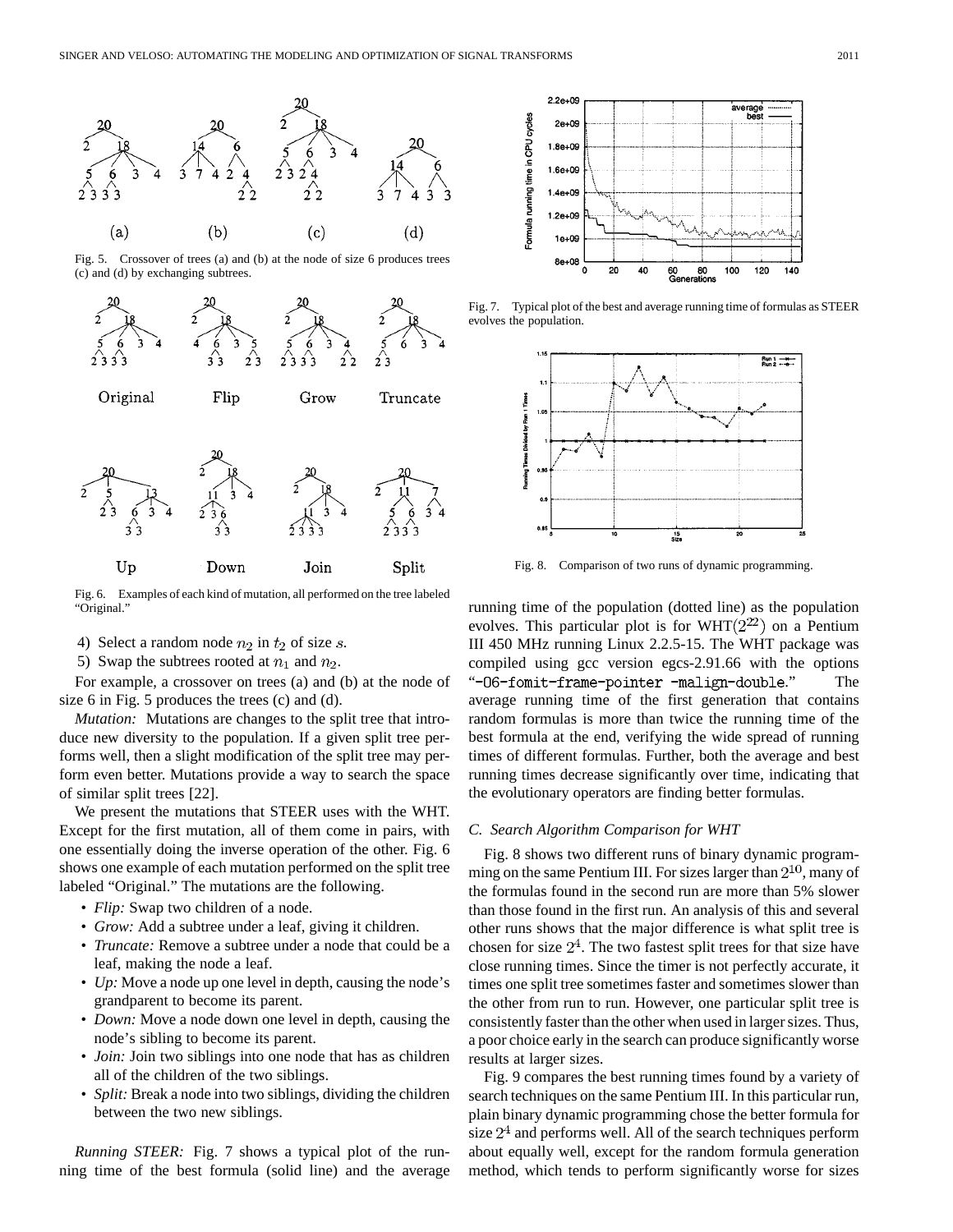Fig. 5. Crossover of trees (a) and (b) at the node of size 6 produces trees (c) and (d) by exchanging subtrees.

Fig. 6. Examples of each kind of mutation, all performed on the tree labeled "Original."

4) Select a random node $n_2$ in $t_2$ of size $s$.

5) Swap the subtrees rooted at $n_1$ and $n_2$.

For example, a crossover on trees (a) and (b) at the node of size 6 in Fig. 5 produces the trees (c) and (d).

*Mutation:* Mutations are changes to the split tree that introduce new diversity to the population. If a given split tree performs well, then a slight modification of the split tree may perform even better. Mutations provide a way to search the space of similar split trees [22].

We present the mutations that STEER uses with the WHT. Except for the first mutation, all of them come in pairs, with one essentially doing the inverse operation of the other. Fig. 6 shows one example of each mutation performed on the split tree labeled "Original." The mutations are the following.

- *Flip:* Swap two children of a node.
- *Grow:* Add a subtree under a leaf, giving it children.
- *Truncate:* Remove a subtree under a node that could be a leaf, making the node a leaf.
- *Up:* Move a node up one level in depth, causing the node's grandparent to become its parent.
- *Down:* Move a node down one level in depth, causing the node's sibling to become its parent.
- *Join:* Join two siblings into one node that has as children all of the children of the two siblings.
- *Split:* Break a node into two siblings, dividing the children between the two new siblings.

*Running STEER:* Fig. 7 shows a typical plot of the running time of the best formula (solid line) and the average running time of the population (dotted line) as the population evolves. This particular plot is for WHT$(2^{22})$ on a Pentium III 450 MHz running Linux 2.2.5-15. The WHT package was compiled using gcc version egcs-2.91.66 with the options "`-O6-fomit-frame-pointer -malign-double`." The average running time of the first generation that contains random formulas is more than twice the running time of the best formula at the end, verifying the wide spread of running times of different formulas. Further, both the average and best running times decrease significantly over time, indicating that the evolutionary operators are finding better formulas.

Fig. 7. Typical plot of the best and average running time of formulas as STEER evolves the population.

Fig. 8. Comparison of two runs of dynamic programming.

### C. Search Algorithm Comparison for WHT

Fig. 8 shows two different runs of binary dynamic programming on the same Pentium III. For sizes larger than $2^{10}$, many of the formulas found in the second run are more than 5% slower than those found in the first run. An analysis of this and several other runs shows that the major difference is what split tree is chosen for size $2^4$. The two fastest split trees for that size have close running times. Since the timer is not perfectly accurate, it times one split tree sometimes faster and sometimes slower than the other from run to run. However, one particular split tree is consistently faster than the other when used in larger sizes. Thus, a poor choice early in the search can produce significantly worse results at larger sizes.

Fig. 9 compares the best running times found by a variety of search techniques on the same Pentium III. In this particular run, plain binary dynamic programming chose the better formula for size $2^4$ and performs well. All of the search techniques perform about equally well, except for the random formula generation method, which tends to perform significantly worse for sizes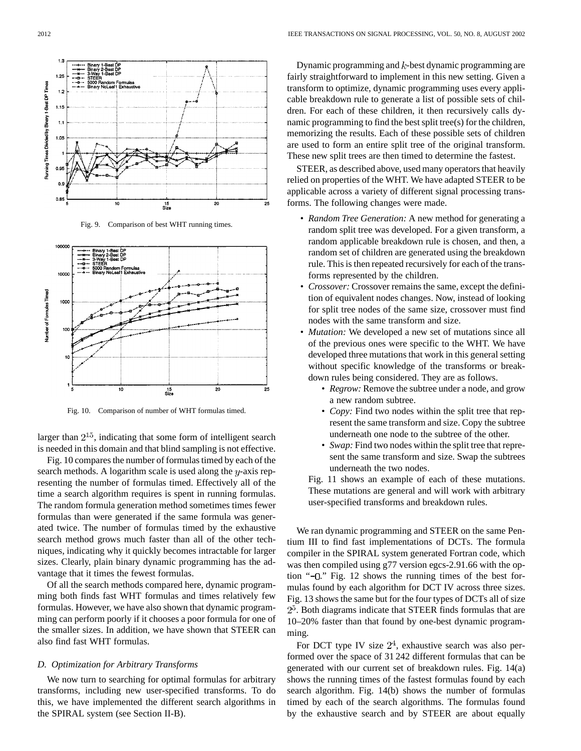1.3

Binary 1-Best DP
Binary 2-Best DP
3-Way 1-Best DP
STEER
5000 Random Formulas
Binary NoLeaf1 Exhaustive

Running Times Divided by Binary 1-Best DP Times

1.25
1.2
1.15
1.1
1.05
1
0.95
0.9
0.85

5 10 15 20 25
Size

Fig. 9. Comparison of best WHT running times.

100000

Binary 1-Best DP
Binary 2-Best DP
3-Way 1-Best DP
STEER
5000 Random Formulas
Binary NoLeaf1 Exhaustive

Number of Formulas Timed

10000
1000
100
10
1

5 10 15 20 25
Size

Fig. 10. Comparison of number of WHT formulas timed.

larger than $2^{15}$, indicating that some form of intelligent search is needed in this domain and that blind sampling is not effective.

Fig. 10 compares the number of formulas timed by each of the search methods. A logarithm scale is used along the $y$-axis representing the number of formulas timed. Effectively all of the time a search algorithm requires is spent in running formulas. The random formula generation method sometimes times fewer formulas than were generated if the same formula was generated twice. The number of formulas timed by the exhaustive search method grows much faster than all of the other techniques, indicating why it quickly becomes intractable for larger sizes. Clearly, plain binary dynamic programming has the advantage that it times the fewest formulas.

Of all the search methods compared here, dynamic programming both finds fast WHT formulas and times relatively few formulas. However, we have also shown that dynamic programming can perform poorly if it chooses a poor formula for one of the smaller sizes. In addition, we have shown that STEER can also find fast WHT formulas.

### D. Optimization for Arbitrary Transforms

We now turn to searching for optimal formulas for arbitrary transforms, including new user-specified transforms. To do this, we have implemented the different search algorithms in the SPIRAL system (see Section II-B).

Dynamic programming and $k$-best dynamic programming are fairly straightforward to implement in this new setting. Given a transform to optimize, dynamic programming uses every applicable breakdown rule to generate a list of possible sets of children. For each of these children, it then recursively calls dynamic programming to find the best split tree(s) for the children, memorizing the results. Each of these possible sets of children are used to form an entire split tree of the original transform. These new split trees are then timed to determine the fastest.

STEER, as described above, used many operators that heavily relied on properties of the WHT. We have adapted STEER to be applicable across a variety of different signal processing transforms. The following changes were made.

- *Random Tree Generation:* A new method for generating a random split tree was developed. For a given transform, a random applicable breakdown rule is chosen, and then, a random set of children are generated using the breakdown rule. This is then repeated recursively for each of the transforms represented by the children.
- *Crossover:* Crossover remains the same, except the definition of equivalent nodes changes. Now, instead of looking for split tree nodes of the same size, crossover must find nodes with the same transform and size.
- *Mutation:* We developed a new set of mutations since all of the previous ones were specific to the WHT. We have developed three mutations that work in this general setting without specific knowledge of the transforms or breakdown rules being considered. They are as follows.
  - *Regrow:* Remove the subtree under a node, and grow a new random subtree.
  - *Copy:* Find two nodes within the split tree that represent the same transform and size. Copy the subtree underneath one node to the subtree of the other.
  - *Swap:* Find two nodes within the split tree that represent the same transform and size. Swap the subtrees underneath the two nodes.

  Fig. 11 shows an example of each of these mutations. These mutations are general and will work with arbitrary user-specified transforms and breakdown rules.

We ran dynamic programming and STEER on the same Pentium III to find fast implementations of DCTs. The formula compiler in the SPIRAL system generated Fortran code, which was then compiled using g77 version egcs-2.91.66 with the option "-O." Fig. 12 shows the running times of the best formulas found by each algorithm for DCT IV across three sizes. Fig. 13 shows the same but for the four types of DCTs all of size $2^5$. Both diagrams indicate that STEER finds formulas that are 10–20% faster than that found by one-best dynamic programming.

For DCT type IV size $2^4$, exhaustive search was also performed over the space of 31 242 different formulas that can be generated with our current set of breakdown rules. Fig. 14(a) shows the running times of the fastest formulas found by each search algorithm. Fig. 14(b) shows the number of formulas timed by each of the search algorithms. The formulas found by the exhaustive search and by STEER are about equally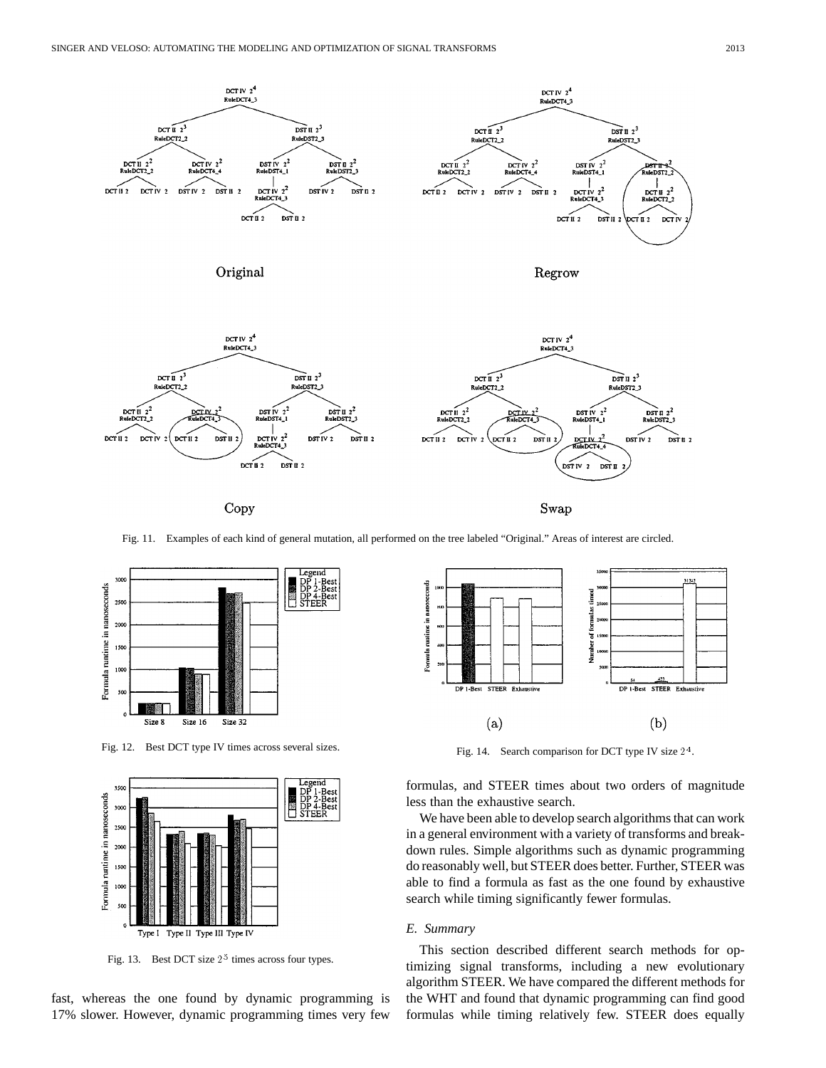Fig. 11. Examples of each kind of general mutation, all performed on the tree labeled "Original." Areas of interest are circled.

Fig. 12. Best DCT type IV times across several sizes.

Fig. 13. Best DCT size $2^5$ times across four types.

Fig. 14. Search comparison for DCT type IV size $2^4$.

fast, whereas the one found by dynamic programming is 17% slower. However, dynamic programming times very few formulas, and STEER times about two orders of magnitude less than the exhaustive search.

We have been able to develop search algorithms that can work in a general environment with a variety of transforms and breakdown rules. Simple algorithms such as dynamic programming do reasonably well, but STEER does better. Further, STEER was able to find a formula as fast as the one found by exhaustive search while timing significantly fewer formulas.

### *E. Summary*

This section described different search methods for optimizing signal transforms, including a new evolutionary algorithm STEER. We have compared the different methods for the WHT and found that dynamic programming can find good formulas while timing relatively few. STEER does equally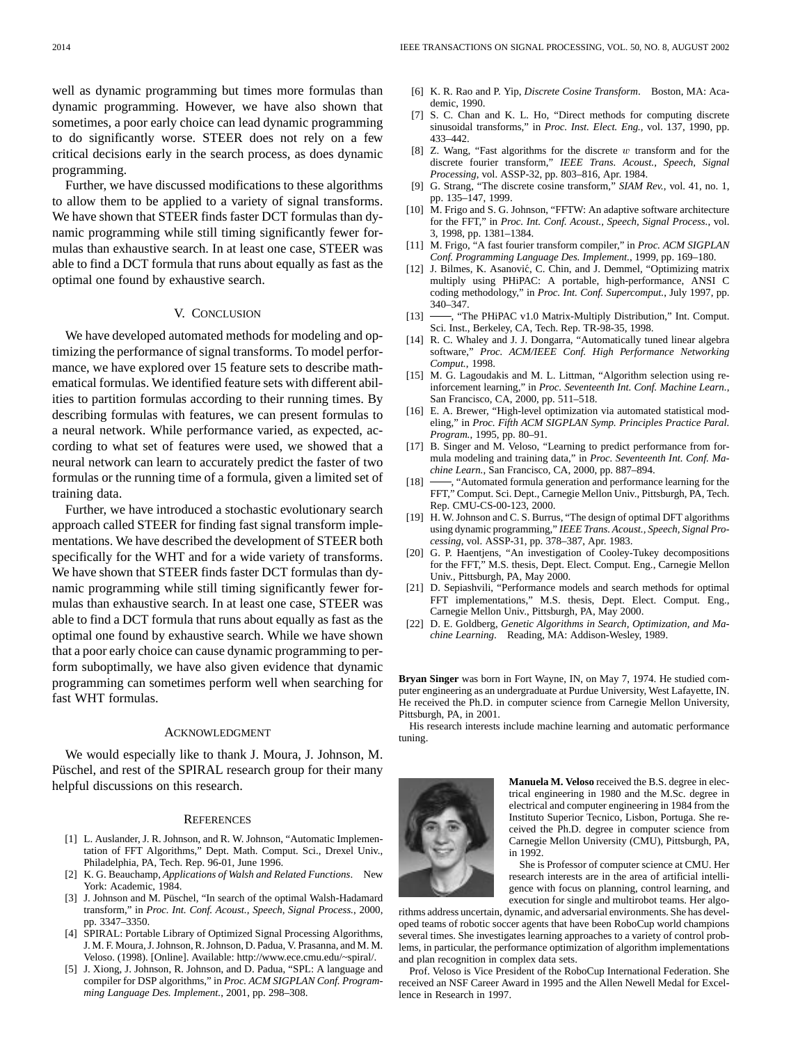well as dynamic programming but times more formulas than dynamic programming. However, we have also shown that sometimes, a poor early choice can lead dynamic programming to do significantly worse. STEER does not rely on a few critical decisions early in the search process, as does dynamic programming.

Further, we have discussed modifications to these algorithms to allow them to be applied to a variety of signal transforms. We have shown that STEER finds faster DCT formulas than dynamic programming while still timing significantly fewer formulas than exhaustive search. In at least one case, STEER was able to find a DCT formula that runs about equally as fast as the optimal one found by exhaustive search.

## V. Conclusion

We have developed automated methods for modeling and optimizing the performance of signal transforms. To model performance, we have explored over 15 feature sets to describe mathematical formulas. We identified feature sets with different abilities to partition formulas according to their running times. By describing formulas with features, we can present formulas to a neural network. While performance varied, as expected, according to what set of features were used, we showed that a neural network can learn to accurately predict the faster of two formulas or the running time of a formula, given a limited set of training data.

Further, we have introduced a stochastic evolutionary search approach called STEER for finding fast signal transform implementations. We have described the development of STEER both specifically for the WHT and for a wide variety of transforms. We have shown that STEER finds faster DCT formulas than dynamic programming while still timing significantly fewer formulas than exhaustive search. In at least one case, STEER was able to find a DCT formula that runs about equally as fast as the optimal one found by exhaustive search. While we have shown that a poor early choice can cause dynamic programming to perform suboptimally, we have also given evidence that dynamic programming can sometimes perform well when searching for fast WHT formulas.

## Acknowledgment

We would especially like to thank J. Moura, J. Johnson, M. Püschel, and rest of the SPIRAL research group for their many helpful discussions on this research.

## References

[1] L. Auslander, J. R. Johnson, and R. W. Johnson, "Automatic Implementation of FFT Algorithms," Dept. Math. Comput. Sci., Drexel Univ., Philadelphia, PA, Tech. Rep. 96-01, June 1996.

[2] K. G. Beauchamp, *Applications of Walsh and Related Functions*. New York: Academic, 1984.

[3] J. Johnson and M. Püschel, "In search of the optimal Walsh-Hadamard transform," in *Proc. Int. Conf. Acoust., Speech, Signal Process.*, 2000, pp. 3347–3350.

[4] SPIRAL: Portable Library of Optimized Signal Processing Algorithms, J. M. F. Moura, J. Johnson, R. Johnson, D. Padua, V. Prasanna, and M. M. Veloso. (1998). [Online]. Available: http://www.ece.cmu.edu/~spiral/.

[5] J. Xiong, J. Johnson, R. Johnson, and D. Padua, "SPL: A language and compiler for DSP algorithms," in *Proc. ACM SIGPLAN Conf. Programming Language Des. Implement.*, 2001, pp. 298–308.

[6] K. R. Rao and P. Yip, *Discrete Cosine Transform*. Boston, MA: Academic, 1990.

[7] S. C. Chan and K. L. Ho, "Direct methods for computing discrete sinusoidal transforms," in *Proc. Inst. Elect. Eng.*, vol. 137, 1990, pp. 433–442.

[8] Z. Wang, "Fast algorithms for the discrete $w$ transform and for the discrete fourier transform," *IEEE Trans. Acoust., Speech, Signal Processing*, vol. ASSP-32, pp. 803–816, Apr. 1984.

[9] G. Strang, "The discrete cosine transform," *SIAM Rev.*, vol. 41, no. 1, pp. 135–147, 1999.

[10] M. Frigo and S. G. Johnson, "FFTW: An adaptive software architecture for the FFT," in *Proc. Int. Conf. Acoust., Speech, Signal Process.*, vol. 3, 1998, pp. 1381–1384.

[11] M. Frigo, "A fast fourier transform compiler," in *Proc. ACM SIGPLAN Conf. Programming Language Des. Implement.*, 1999, pp. 169–180.

[12] J. Bilmes, K. Asanović, C. Chin, and J. Demmel, "Optimizing matrix multiply using PHiPAC: A portable, high-performance, ANSI C coding methodology," in *Proc. Int. Conf. Supercomput.*, July 1997, pp. 340–347.

[13] ——, "The PHiPAC v1.0 Matrix-Multiply Distribution," Int. Comput. Sci. Inst., Berkeley, CA, Tech. Rep. TR-98-35, 1998.

[14] R. C. Whaley and J. J. Dongarra, "Automatically tuned linear algebra software," *Proc. ACM/IEEE Conf. High Performance Networking Comput.*, 1998.

[15] M. G. Lagoudakis and M. L. Littman, "Algorithm selection using reinforcement learning," in *Proc. Seventeenth Int. Conf. Machine Learn.*, San Francisco, CA, 2000, pp. 511–518.

[16] E. A. Brewer, "High-level optimization via automated statistical modeling," in *Proc. Fifth ACM SIGPLAN Symp. Principles Practice Paral. Program.*, 1995, pp. 80–91.

[17] B. Singer and M. Veloso, "Learning to predict performance from formula modeling and training data," in *Proc. Seventeenth Int. Conf. Machine Learn.*, San Francisco, CA, 2000, pp. 887–894.

[18] ——, "Automated formula generation and performance learning for the FFT," Comput. Sci. Dept., Carnegie Mellon Univ., Pittsburgh, PA, Tech. Rep. CMU-CS-00-123, 2000.

[19] H. W. Johnson and C. S. Burrus, "The design of optimal DFT algorithms using dynamic programming," *IEEE Trans. Acoust., Speech, Signal Processing*, vol. ASSP-31, pp. 378–387, Apr. 1983.

[20] G. P. Haentjens, "An investigation of Cooley-Tukey decompositions for the FFT," M.S. thesis, Dept. Elect. Comput. Eng., Carnegie Mellon Univ., Pittsburgh, PA, May 2000.

[21] D. Sepiashvili, "Performance models and search methods for optimal FFT implementations," M.S. thesis, Dept. Elect. Comput. Eng., Carnegie Mellon Univ., Pittsburgh, PA, May 2000.

[22] D. E. Goldberg, *Genetic Algorithms in Search, Optimization, and Machine Learning*. Reading, MA: Addison-Wesley, 1989.

**Bryan Singer** was born in Fort Wayne, IN, on May 7, 1974. He studied computer engineering as an undergraduate at Purdue University, West Lafayette, IN. He received the Ph.D. in computer science from Carnegie Mellon University, Pittsburgh, PA, in 2001.

His research interests include machine learning and automatic performance tuning.

**Manuela M. Veloso** received the B.S. degree in electrical engineering in 1980 and the M.Sc. degree in electrical and computer engineering in 1984 from the Instituto Superior Tecnico, Lisbon, Portuga. She received the Ph.D. degree in computer science from Carnegie Mellon University (CMU), Pittsburgh, PA, in 1992.

She is Professor of computer science at CMU. Her research interests are in the area of artificial intelligence with focus on planning, control learning, and execution for single and multirobot teams. Her algorithms address uncertain, dynamic, and adversarial environments. She has developed teams of robotic soccer agents that have been RoboCup world champions several times. She investigates learning approaches to a variety of control problems, in particular, the performance optimization of algorithm implementations and plan recognition in complex data sets.

Prof. Veloso is Vice President of the RoboCup International Federation. She received an NSF Career Award in 1995 and the Allen Newell Medal for Excellence in Research in 1997.